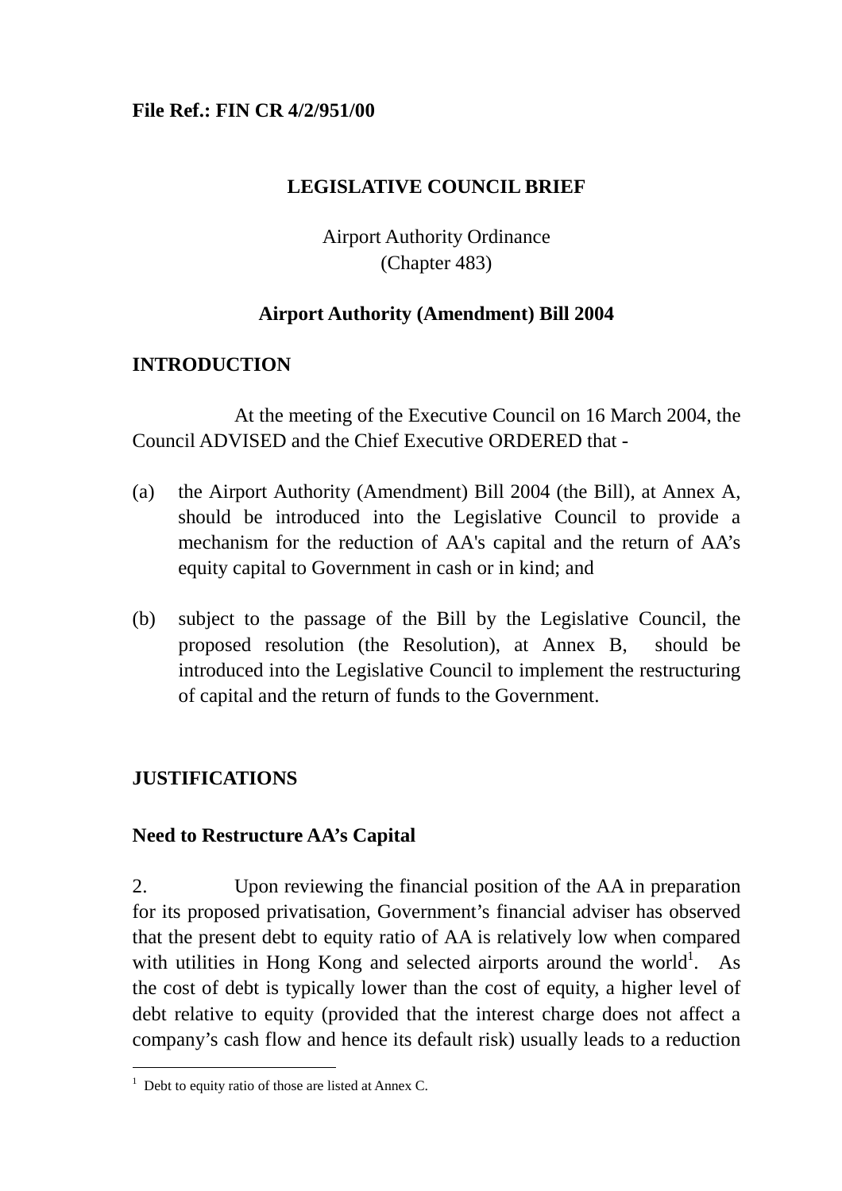**File Ref.: FIN CR 4/2/951/00**

# LEGISLATIVE COUNCIL BRIEF

Airport Authority Ordinance
(Chapter 483)

## Airport Authority (Amendment) Bill 2004

## INTRODUCTION

At the meeting of the Executive Council on 16 March 2004, the Council ADVISED and the Chief Executive ORDERED that -

(a) the Airport Authority (Amendment) Bill 2004 (the Bill), at Annex A, should be introduced into the Legislative Council to provide a mechanism for the reduction of AA's capital and the return of AA's equity capital to Government in cash or in kind; and

(b) subject to the passage of the Bill by the Legislative Council, the proposed resolution (the Resolution), at Annex B, should be introduced into the Legislative Council to implement the restructuring of capital and the return of funds to the Government.

## JUSTIFICATIONS

### Need to Restructure AA's Capital

2. Upon reviewing the financial position of the AA in preparation for its proposed privatisation, Government's financial adviser has observed that the present debt to equity ratio of AA is relatively low when compared with utilities in Hong Kong and selected airports around the world[1]. As the cost of debt is typically lower than the cost of equity, a higher level of debt relative to equity (provided that the interest charge does not affect a company's cash flow and hence its default risk) usually leads to a reduction

[1] Debt to equity ratio of those are listed at Annex C.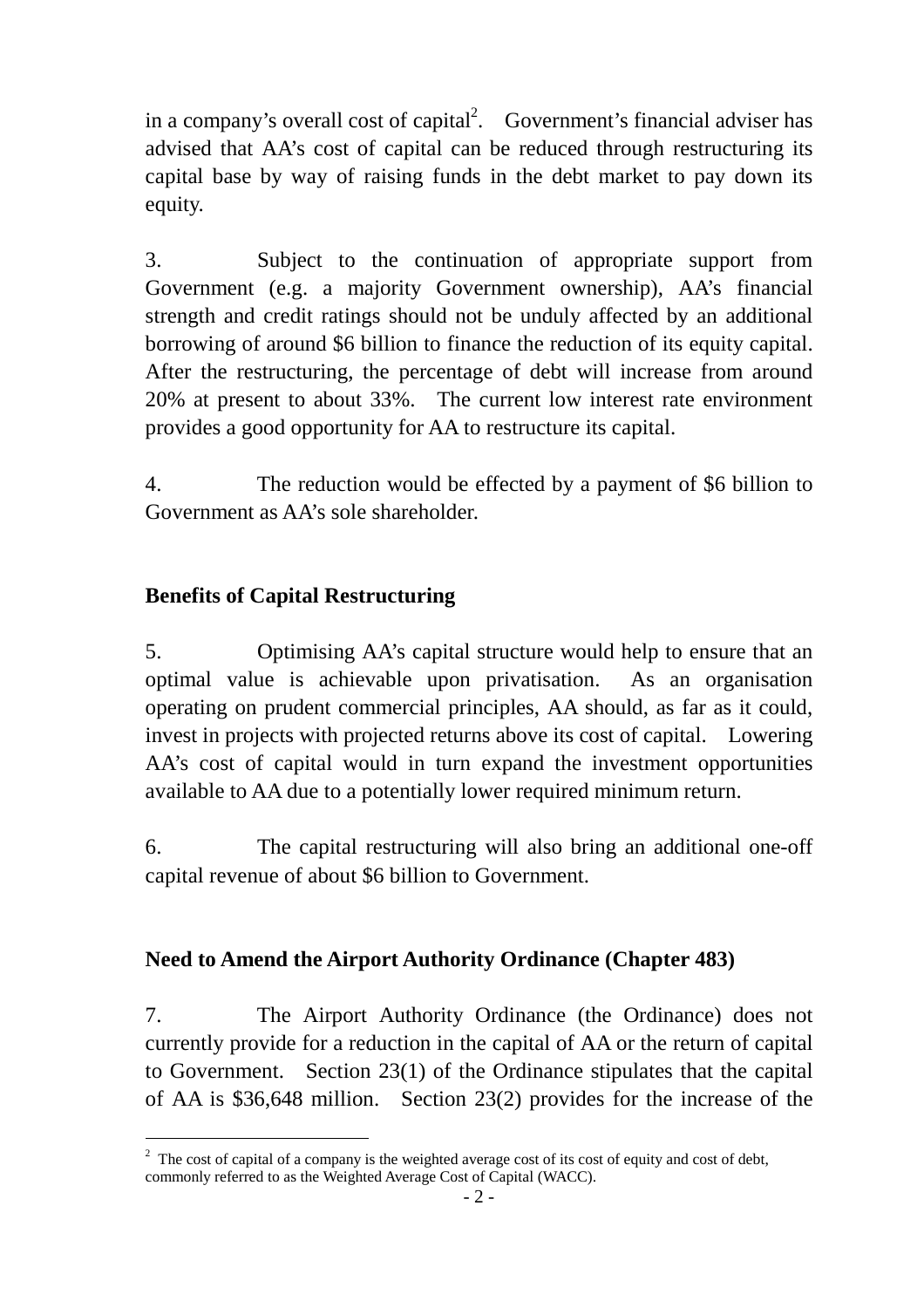in a company's overall cost of capital[2]. Government's financial adviser has advised that AA's cost of capital can be reduced through restructuring its capital base by way of raising funds in the debt market to pay down its equity.

3. Subject to the continuation of appropriate support from Government (e.g. a majority Government ownership), AA's financial strength and credit ratings should not be unduly affected by an additional borrowing of around $6 billion to finance the reduction of its equity capital. After the restructuring, the percentage of debt will increase from around 20% at present to about 33%. The current low interest rate environment provides a good opportunity for AA to restructure its capital.

4. The reduction would be effected by a payment of $6 billion to Government as AA's sole shareholder.

## Benefits of Capital Restructuring

5. Optimising AA's capital structure would help to ensure that an optimal value is achievable upon privatisation. As an organisation operating on prudent commercial principles, AA should, as far as it could, invest in projects with projected returns above its cost of capital. Lowering AA's cost of capital would in turn expand the investment opportunities available to AA due to a potentially lower required minimum return.

6. The capital restructuring will also bring an additional one-off capital revenue of about $6 billion to Government.

## Need to Amend the Airport Authority Ordinance (Chapter 483)

7. The Airport Authority Ordinance (the Ordinance) does not currently provide for a reduction in the capital of AA or the return of capital to Government. Section 23(1) of the Ordinance stipulates that the capital of AA is $36,648 million. Section 23(2) provides for the increase of the

[2] The cost of capital of a company is the weighted average cost of its cost of equity and cost of debt, commonly referred to as the Weighted Average Cost of Capital (WACC).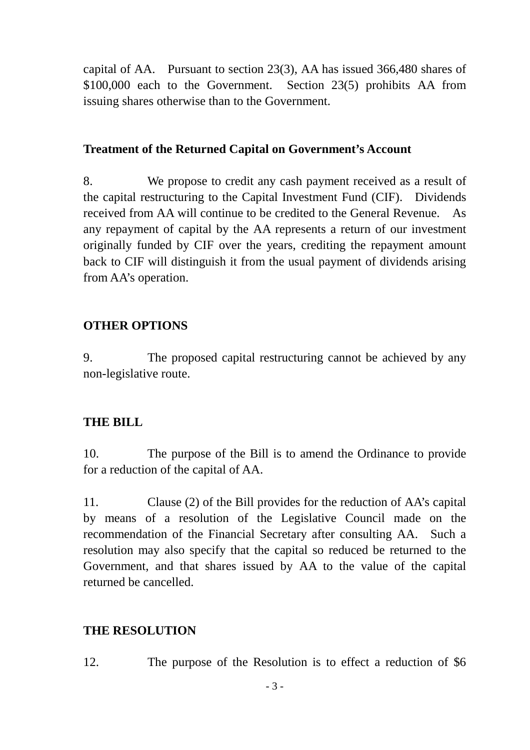capital of AA. Pursuant to section 23(3), AA has issued 366,480 shares of $100,000 each to the Government. Section 23(5) prohibits AA from issuing shares otherwise than to the Government.

**Treatment of the Returned Capital on Government's Account**

8. We propose to credit any cash payment received as a result of the capital restructuring to the Capital Investment Fund (CIF). Dividends received from AA will continue to be credited to the General Revenue. As any repayment of capital by the AA represents a return of our investment originally funded by CIF over the years, crediting the repayment amount back to CIF will distinguish it from the usual payment of dividends arising from AA's operation.

**OTHER OPTIONS**

9. The proposed capital restructuring cannot be achieved by any non-legislative route.

**THE BILL**

10. The purpose of the Bill is to amend the Ordinance to provide for a reduction of the capital of AA.

11. Clause (2) of the Bill provides for the reduction of AA's capital by means of a resolution of the Legislative Council made on the recommendation of the Financial Secretary after consulting AA. Such a resolution may also specify that the capital so reduced be returned to the Government, and that shares issued by AA to the value of the capital returned be cancelled.

**THE RESOLUTION**

12. The purpose of the Resolution is to effect a reduction of $6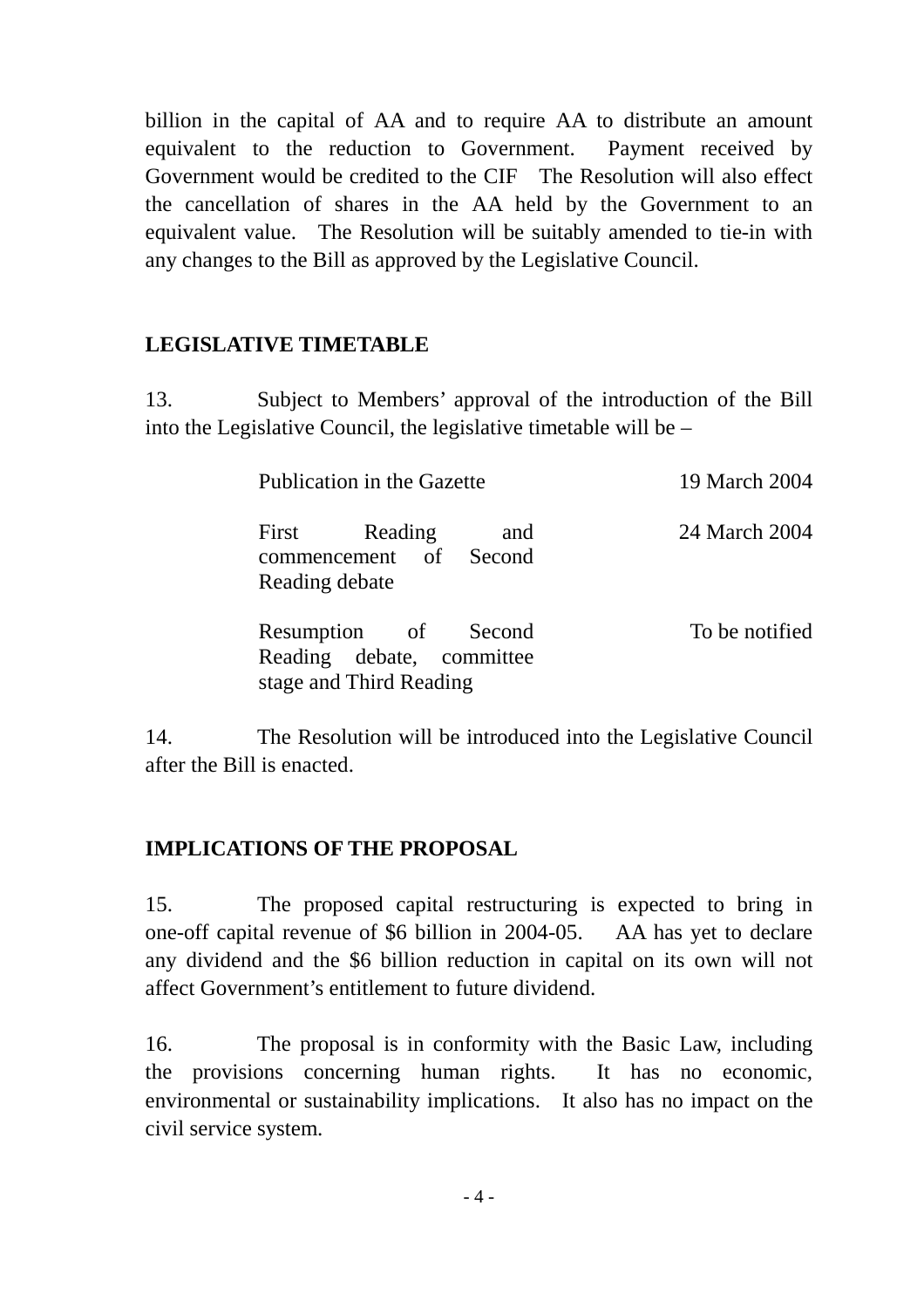billion in the capital of AA and to require AA to distribute an amount equivalent to the reduction to Government. Payment received by Government would be credited to the CIF The Resolution will also effect the cancellation of shares in the AA held by the Government to an equivalent value. The Resolution will be suitably amended to tie-in with any changes to the Bill as approved by the Legislative Council.

## LEGISLATIVE TIMETABLE

13. Subject to Members' approval of the introduction of the Bill into the Legislative Council, the legislative timetable will be –

| | |
|---|---|
| Publication in the Gazette | 19 March 2004 |
| First Reading and commencement of Second Reading debate | 24 March 2004 |
| Resumption of Second Reading debate, committee stage and Third Reading | To be notified |

14. The Resolution will be introduced into the Legislative Council after the Bill is enacted.

## IMPLICATIONS OF THE PROPOSAL

15. The proposed capital restructuring is expected to bring in one-off capital revenue of $6 billion in 2004-05. AA has yet to declare any dividend and the $6 billion reduction in capital on its own will not affect Government's entitlement to future dividend.

16. The proposal is in conformity with the Basic Law, including the provisions concerning human rights. It has no economic, environmental or sustainability implications. It also has no impact on the civil service system.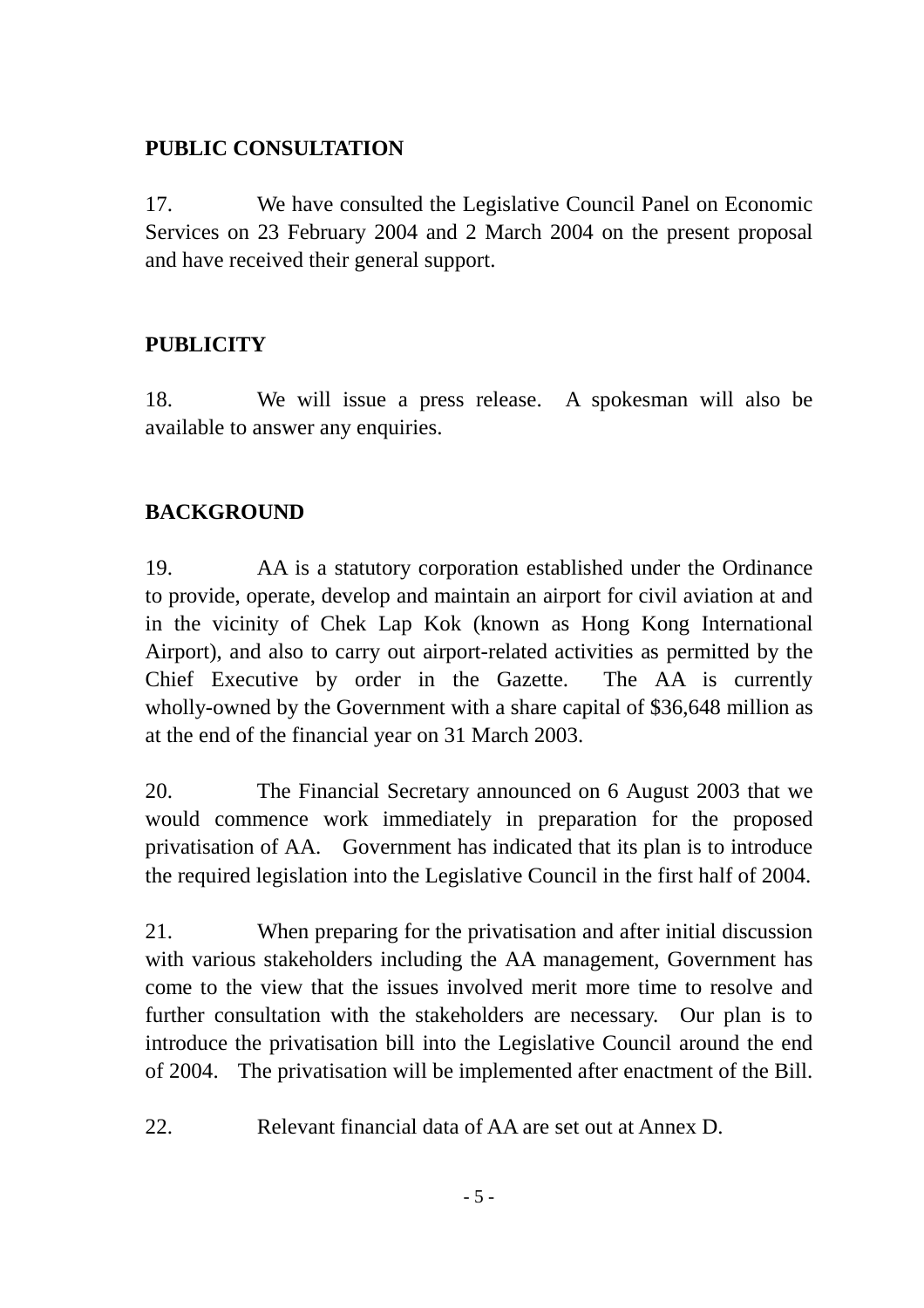**PUBLIC CONSULTATION**

17. We have consulted the Legislative Council Panel on Economic Services on 23 February 2004 and 2 March 2004 on the present proposal and have received their general support.

**PUBLICITY**

18. We will issue a press release. A spokesman will also be available to answer any enquiries.

**BACKGROUND**

19. AA is a statutory corporation established under the Ordinance to provide, operate, develop and maintain an airport for civil aviation at and in the vicinity of Chek Lap Kok (known as Hong Kong International Airport), and also to carry out airport-related activities as permitted by the Chief Executive by order in the Gazette. The AA is currently wholly-owned by the Government with a share capital of $36,648 million as at the end of the financial year on 31 March 2003.

20. The Financial Secretary announced on 6 August 2003 that we would commence work immediately in preparation for the proposed privatisation of AA. Government has indicated that its plan is to introduce the required legislation into the Legislative Council in the first half of 2004.

21. When preparing for the privatisation and after initial discussion with various stakeholders including the AA management, Government has come to the view that the issues involved merit more time to resolve and further consultation with the stakeholders are necessary. Our plan is to introduce the privatisation bill into the Legislative Council around the end of 2004. The privatisation will be implemented after enactment of the Bill.

22. Relevant financial data of AA are set out at Annex D.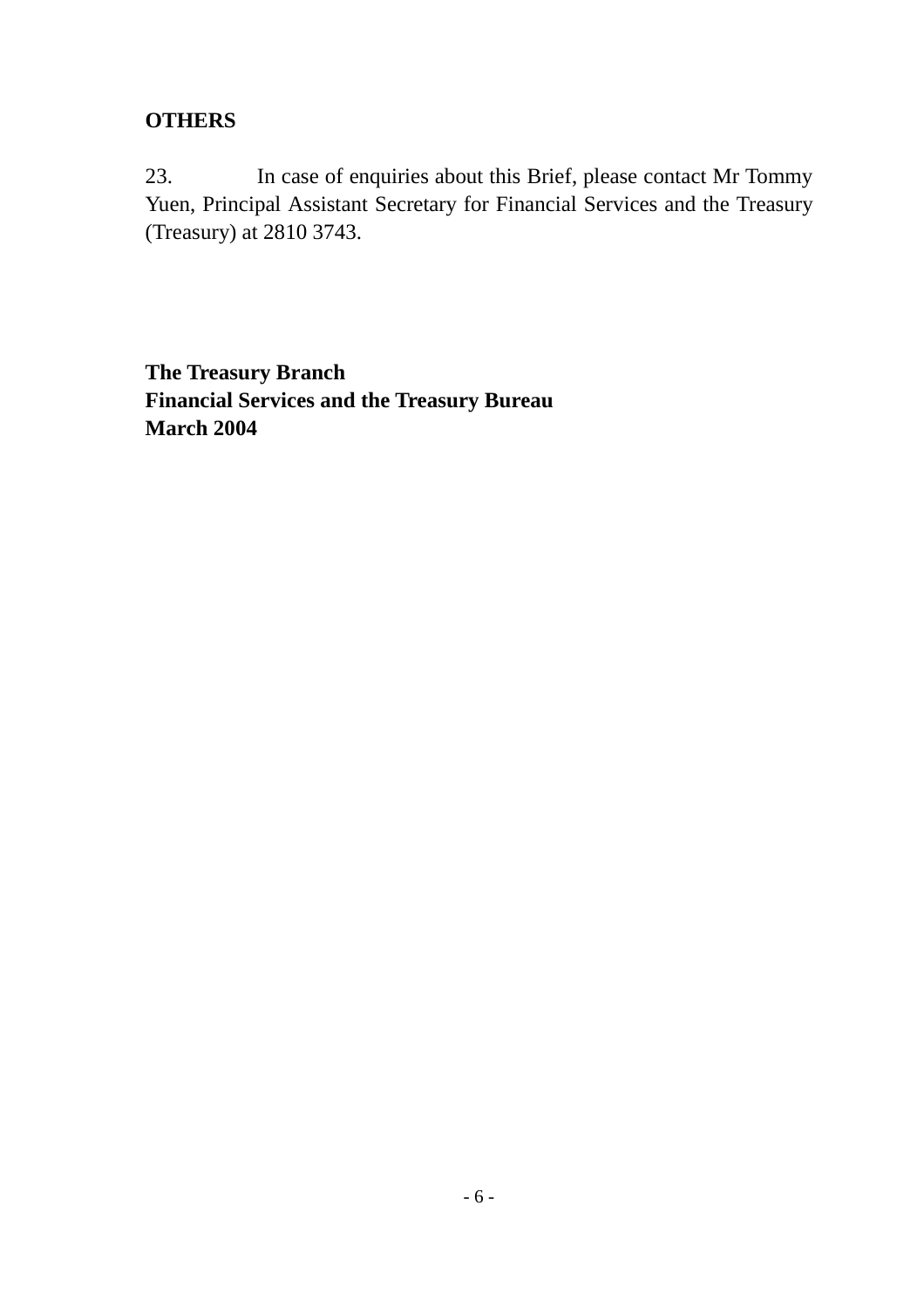**OTHERS**

23. In case of enquiries about this Brief, please contact Mr Tommy Yuen, Principal Assistant Secretary for Financial Services and the Treasury (Treasury) at 2810 3743.

**The Treasury Branch**
**Financial Services and the Treasury Bureau**
**March 2004**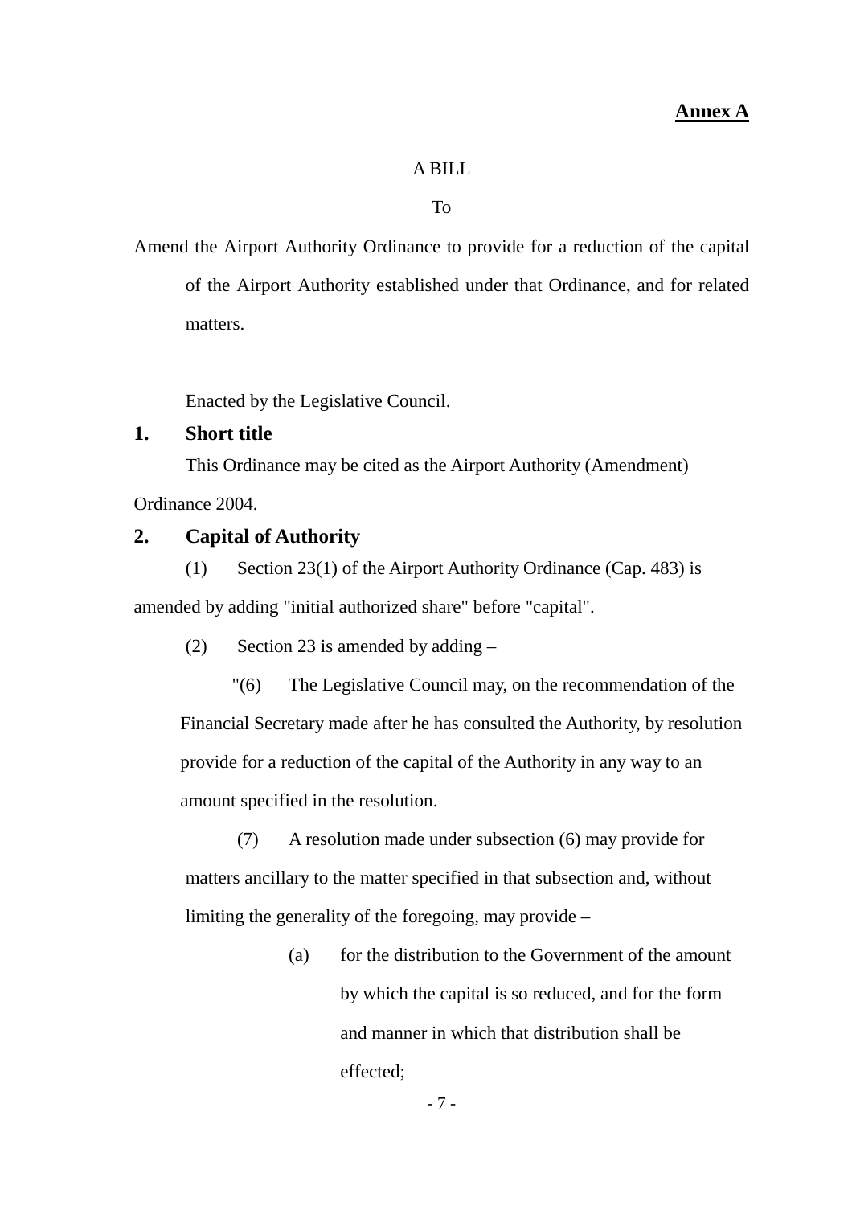**Annex A**

A BILL

To

Amend the Airport Authority Ordinance to provide for a reduction of the capital of the Airport Authority established under that Ordinance, and for related matters.

Enacted by the Legislative Council.

## 1. Short title

This Ordinance may be cited as the Airport Authority (Amendment) Ordinance 2004.

## 2. Capital of Authority

(1) Section 23(1) of the Airport Authority Ordinance (Cap. 483) is amended by adding "initial authorized share" before "capital".

(2) Section 23 is amended by adding –

"(6) The Legislative Council may, on the recommendation of the Financial Secretary made after he has consulted the Authority, by resolution provide for a reduction of the capital of the Authority in any way to an amount specified in the resolution.

(7) A resolution made under subsection (6) may provide for matters ancillary to the matter specified in that subsection and, without limiting the generality of the foregoing, may provide –

(a) for the distribution to the Government of the amount by which the capital is so reduced, and for the form and manner in which that distribution shall be effected;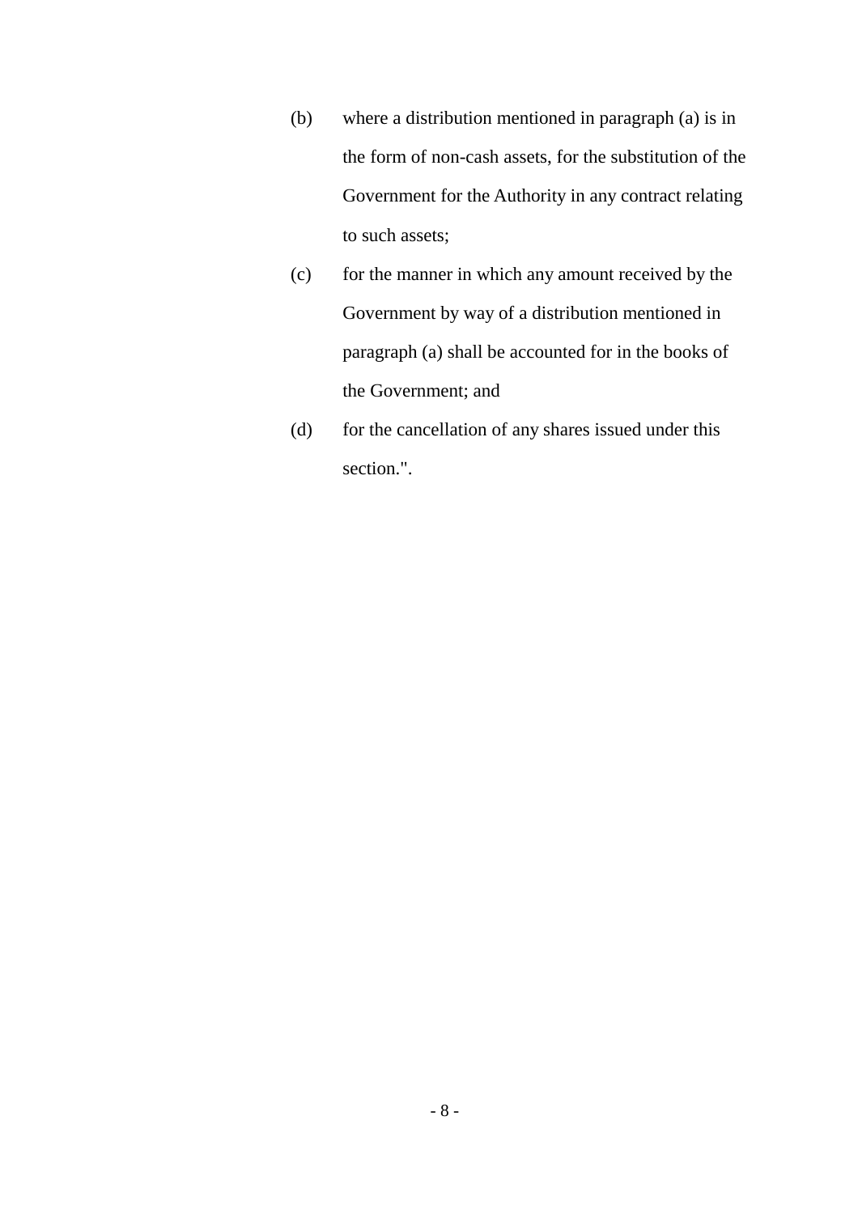(b) where a distribution mentioned in paragraph (a) is in the form of non-cash assets, for the substitution of the Government for the Authority in any contract relating to such assets;

(c) for the manner in which any amount received by the Government by way of a distribution mentioned in paragraph (a) shall be accounted for in the books of the Government; and

(d) for the cancellation of any shares issued under this section.".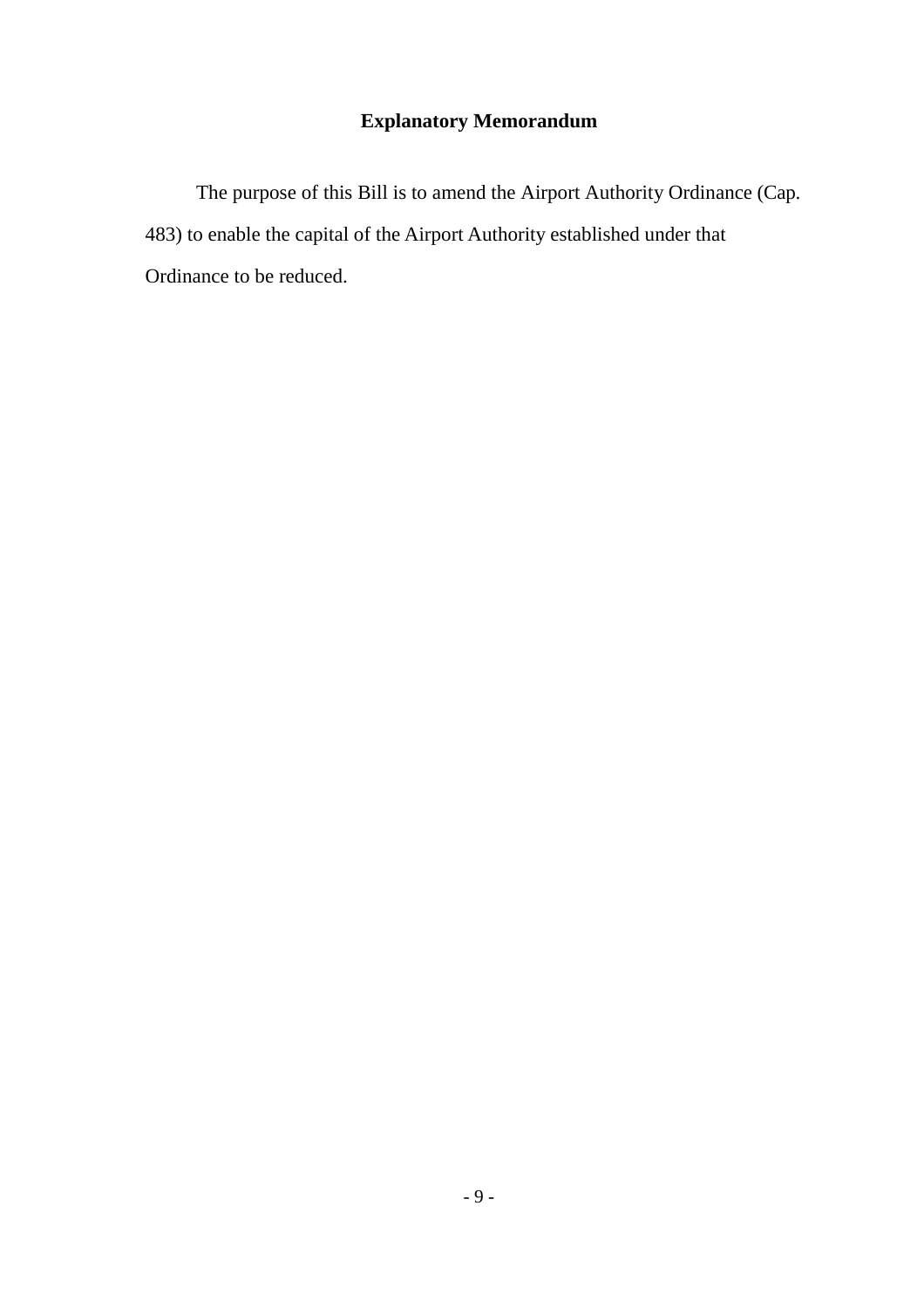## Explanatory Memorandum

The purpose of this Bill is to amend the Airport Authority Ordinance (Cap. 483) to enable the capital of the Airport Authority established under that Ordinance to be reduced.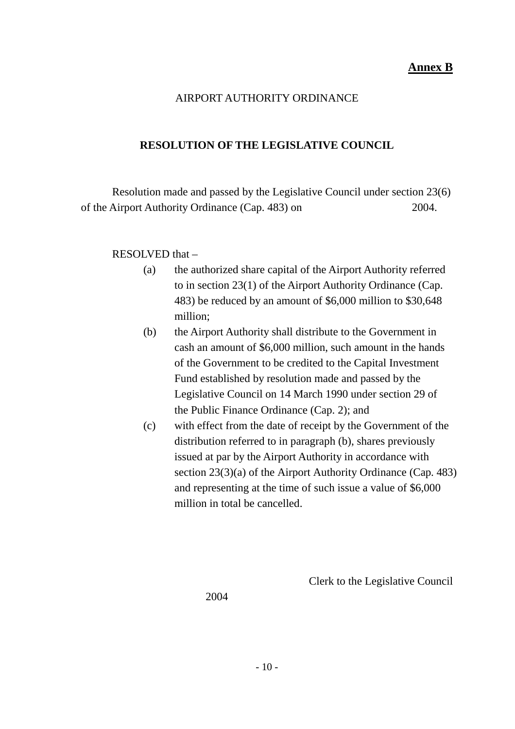**Annex B**

AIRPORT AUTHORITY ORDINANCE

**RESOLUTION OF THE LEGISLATIVE COUNCIL**

Resolution made and passed by the Legislative Council under section 23(6) of the Airport Authority Ordinance (Cap. 483) on 2004.

RESOLVED that –

(a) the authorized share capital of the Airport Authority referred to in section 23(1) of the Airport Authority Ordinance (Cap. 483) be reduced by an amount of $6,000 million to $30,648 million;

(b) the Airport Authority shall distribute to the Government in cash an amount of $6,000 million, such amount in the hands of the Government to be credited to the Capital Investment Fund established by resolution made and passed by the Legislative Council on 14 March 1990 under section 29 of the Public Finance Ordinance (Cap. 2); and

(c) with effect from the date of receipt by the Government of the distribution referred to in paragraph (b), shares previously issued at par by the Airport Authority in accordance with section 23(3)(a) of the Airport Authority Ordinance (Cap. 483) and representing at the time of such issue a value of $6,000 million in total be cancelled.

Clerk to the Legislative Council

2004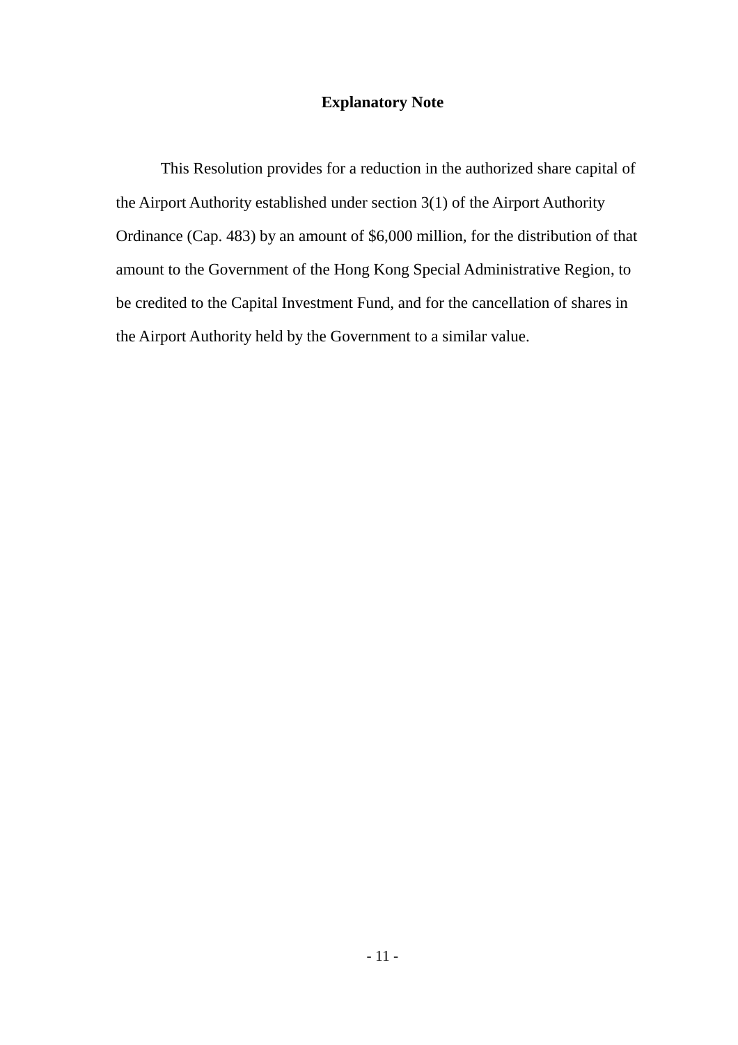# Explanatory Note

This Resolution provides for a reduction in the authorized share capital of the Airport Authority established under section 3(1) of the Airport Authority Ordinance (Cap. 483) by an amount of $6,000 million, for the distribution of that amount to the Government of the Hong Kong Special Administrative Region, to be credited to the Capital Investment Fund, and for the cancellation of shares in the Airport Authority held by the Government to a similar value.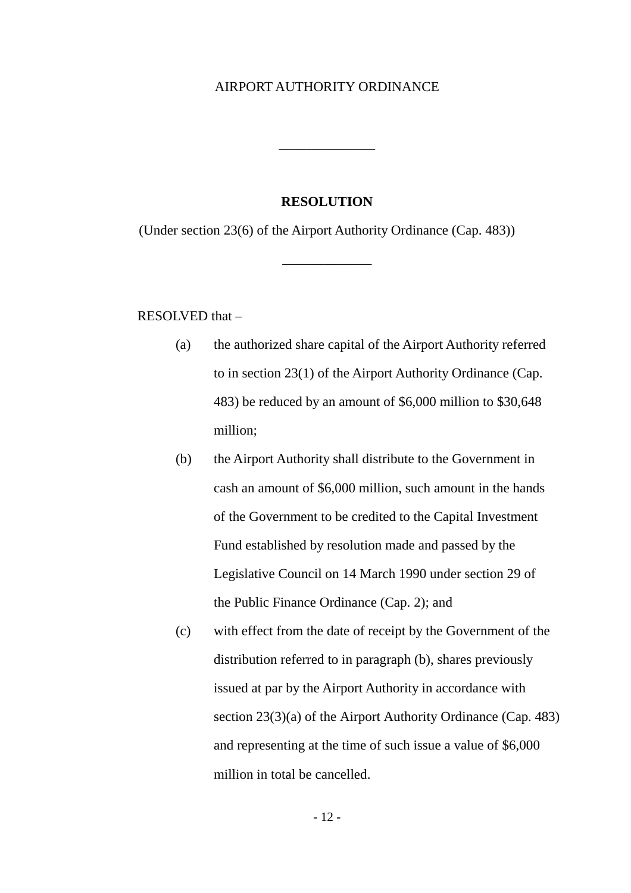AIRPORT AUTHORITY ORDINANCE

---

**RESOLUTION**

(Under section 23(6) of the Airport Authority Ordinance (Cap. 483))

---

RESOLVED that –

(a) the authorized share capital of the Airport Authority referred to in section 23(1) of the Airport Authority Ordinance (Cap. 483) be reduced by an amount of $6,000 million to $30,648 million;

(b) the Airport Authority shall distribute to the Government in cash an amount of $6,000 million, such amount in the hands of the Government to be credited to the Capital Investment Fund established by resolution made and passed by the Legislative Council on 14 March 1990 under section 29 of the Public Finance Ordinance (Cap. 2); and

(c) with effect from the date of receipt by the Government of the distribution referred to in paragraph (b), shares previously issued at par by the Airport Authority in accordance with section 23(3)(a) of the Airport Authority Ordinance (Cap. 483) and representing at the time of such issue a value of $6,000 million in total be cancelled.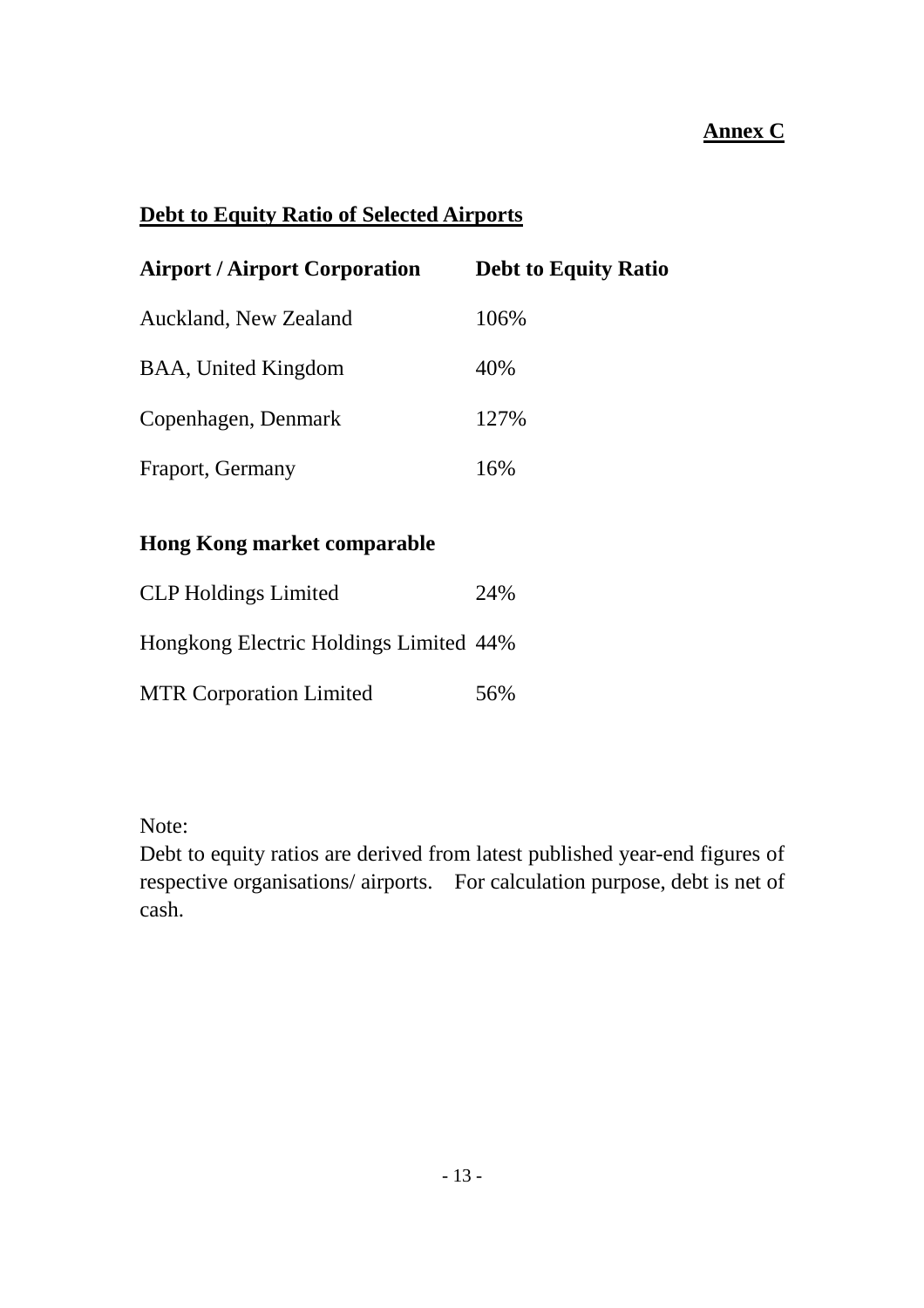**Annex C**

## Debt to Equity Ratio of Selected Airports

| Airport / Airport Corporation | Debt to Equity Ratio |
|---|---|
| Auckland, New Zealand | 106% |
| BAA, United Kingdom | 40% |
| Copenhagen, Denmark | 127% |
| Fraport, Germany | 16% |
| **Hong Kong market comparable** | |
| CLP Holdings Limited | 24% |
| Hongkong Electric Holdings Limited | 44% |
| MTR Corporation Limited | 56% |

Note:
Debt to equity ratios are derived from latest published year-end figures of respective organisations/ airports. For calculation purpose, debt is net of cash.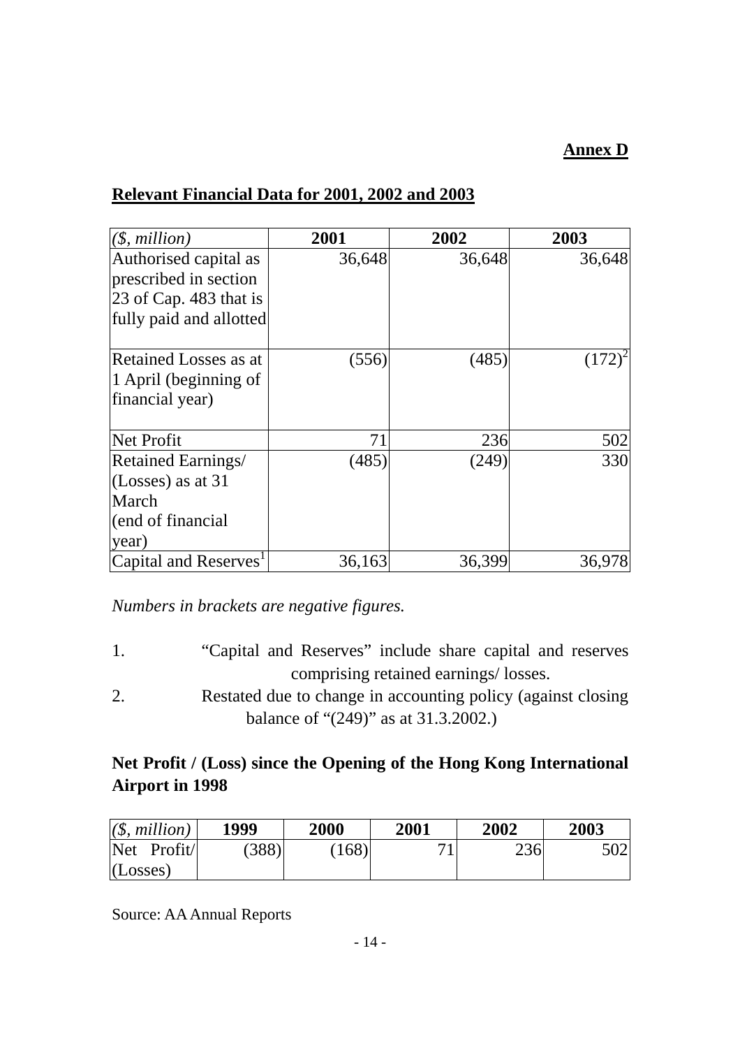**Annex D**

## Relevant Financial Data for 2001, 2002 and 2003

| *($, million)* | **2001** | **2002** | **2003** |
|---|---|---|---|
| Authorised capital as prescribed in section 23 of Cap. 483 that is fully paid and allotted | 36,648 | 36,648 | 36,648 |
| Retained Losses as at 1 April (beginning of financial year) | (556) | (485) | (172)[2] |
| Net Profit | 71 | 236 | 502 |
| Retained Earnings/ (Losses) as at 31 March (end of financial year) | (485) | (249) | 330 |
| Capital and Reserves[1] | 36,163 | 36,399 | 36,978 |

*Numbers in brackets are negative figures.*

1. "Capital and Reserves" include share capital and reserves comprising retained earnings/ losses.
2. Restated due to change in accounting policy (against closing balance of "(249)" as at 31.3.2002.)

## Net Profit / (Loss) since the Opening of the Hong Kong International Airport in 1998

| *($, million)* | **1999** | **2000** | **2001** | **2002** | **2003** |
|---|---|---|---|---|---|
| Net Profit/ (Losses) | (388) | (168) | 71 | 236 | 502 |

Source: AA Annual Reports